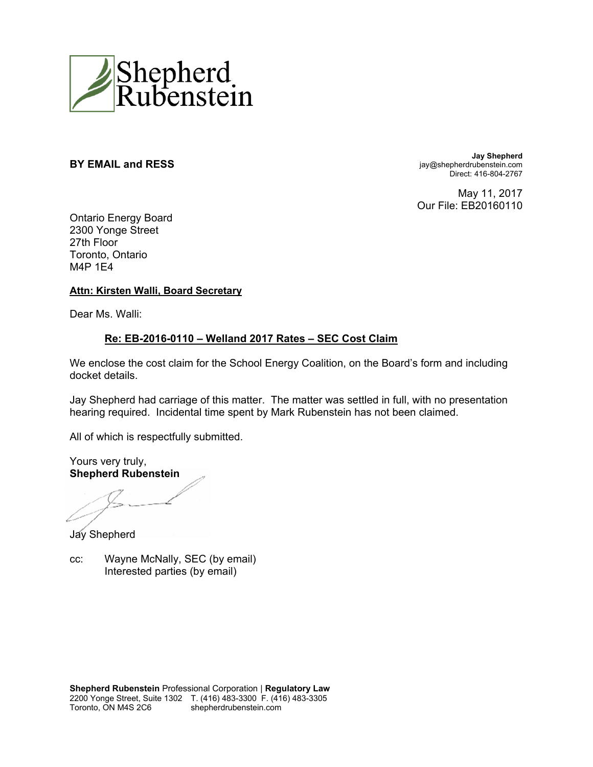Shepherd Rubenstein

**BY EMAIL and RESS**

**Jay Shepherd**
jay@shepherdrubenstein.com
Direct: 416-804-2767

May 11, 2017
Our File: EB20160110

Ontario Energy Board
2300 Yonge Street
27th Floor
Toronto, Ontario
M4P 1E4

**Attn: Kirsten Walli, Board Secretary**

Dear Ms. Walli:

**Re: EB-2016-0110 – Welland 2017 Rates – SEC Cost Claim**

We enclose the cost claim for the School Energy Coalition, on the Board's form and including docket details.

Jay Shepherd had carriage of this matter. The matter was settled in full, with no presentation hearing required. Incidental time spent by Mark Rubenstein has not been claimed.

All of which is respectfully submitted.

Yours very truly,
**Shepherd Rubenstein**

Jay Shepherd

cc: Wayne McNally, SEC (by email)
Interested parties (by email)

**Shepherd Rubenstein** Professional Corporation | **Regulatory Law**
2200 Yonge Street, Suite 1302 T. (416) 483-3300 F. (416) 483-3305
Toronto, ON M4S 2C6 shepherdrubenstein.com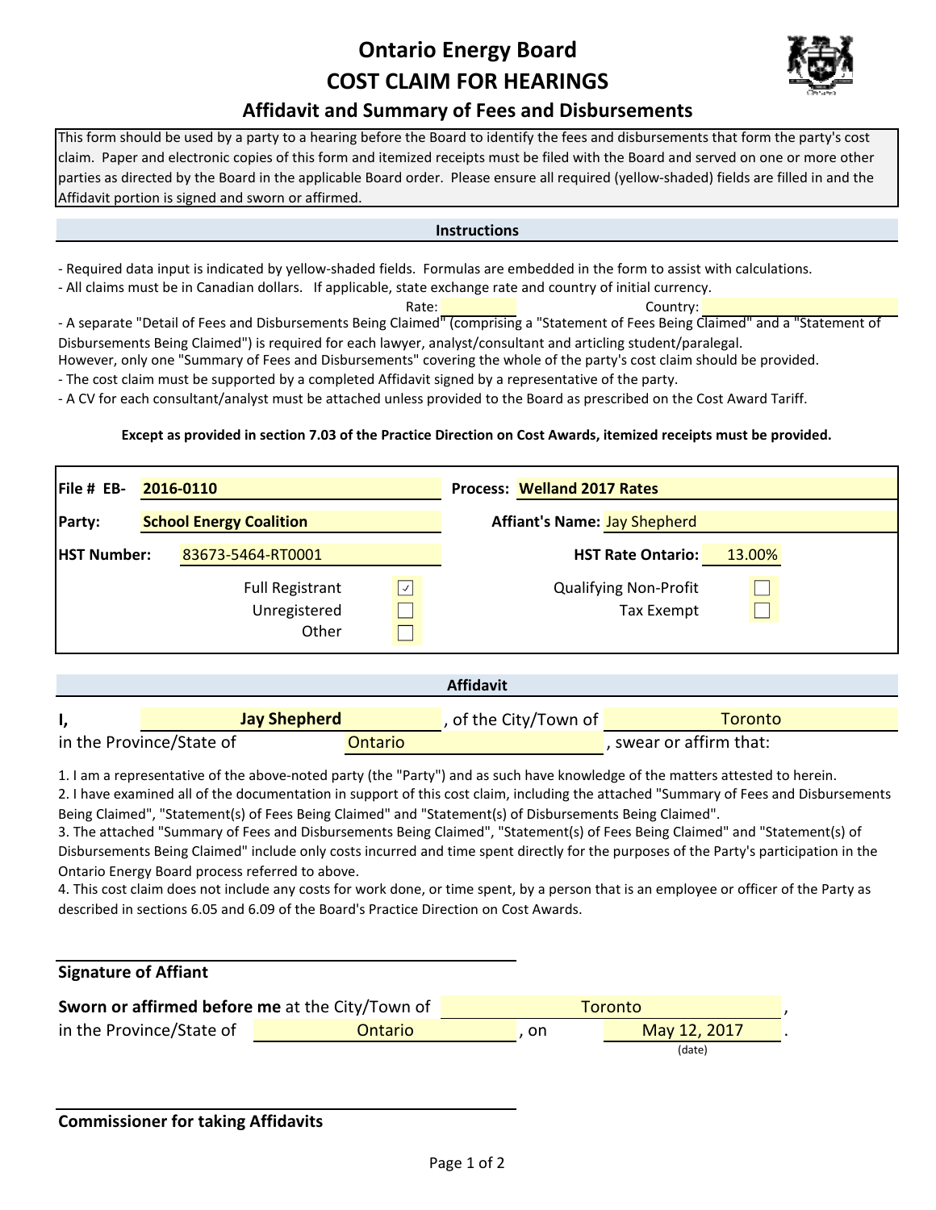# Ontario Energy Board

# COST CLAIM FOR HEARINGS

## Affidavit and Summary of Fees and Disbursements

This form should be used by a party to a hearing before the Board to identify the fees and disbursements that form the party's cost claim. Paper and electronic copies of this form and itemized receipts must be filed with the Board and served on one or more other parties as directed by the Board in the applicable Board order. Please ensure all required (yellow-shaded) fields are filled in and the Affidavit portion is signed and sworn or affirmed.

### Instructions

- Required data input is indicated by yellow-shaded fields. Formulas are embedded in the form to assist with calculations.
- All claims must be in Canadian dollars. If applicable, state exchange rate and country of initial currency.

Rate: ____________ Country: ____________

- A separate "Detail of Fees and Disbursements Being Claimed" (comprising a "Statement of Fees Being Claimed" and a "Statement of Disbursements Being Claimed") is required for each lawyer, analyst/consultant and articling student/paralegal.

However, only one "Summary of Fees and Disbursements" covering the whole of the party's cost claim should be provided.
- The cost claim must be supported by a completed Affidavit signed by a representative of the party.
- A CV for each consultant/analyst must be attached unless provided to the Board as prescribed on the Cost Award Tariff.

**Except as provided in section 7.03 of the Practice Direction on Cost Awards, itemized receipts must be provided.**

| | | | |
|---|---|---|---|
| **File # EB-** | **2016-0110** | **Process:** | **Welland 2017 Rates** |
| **Party:** | **School Energy Coalition** | **Affiant's Name:** | Jay Shepherd |
| **HST Number:** | 83673-5464-RT0001 | **HST Rate Ontario:** | 13.00% |

- [x] Full Registrant
- [ ] Unregistered
- [ ] Other
- [ ] Qualifying Non-Profit
- [ ] Tax Exempt

### Affidavit

I, **Jay Shepherd**, of the City/Town of Toronto in the Province/State of Ontario, swear or affirm that:

1. I am a representative of the above-noted party (the "Party") and as such have knowledge of the matters attested to herein.
2. I have examined all of the documentation in support of this cost claim, including the attached "Summary of Fees and Disbursements Being Claimed", "Statement(s) of Fees Being Claimed" and "Statement(s) of Disbursements Being Claimed".
3. The attached "Summary of Fees and Disbursements Being Claimed", "Statement(s) of Fees Being Claimed" and "Statement(s) of Disbursements Being Claimed" include only costs incurred and time spent directly for the purposes of the Party's participation in the Ontario Energy Board process referred to above.
4. This cost claim does not include any costs for work done, or time spent, by a person that is an employee or officer of the Party as described in sections 6.05 and 6.09 of the Board's Practice Direction on Cost Awards.

________________________________

**Signature of Affiant**

**Sworn or affirmed before me** at the City/Town of Toronto, in the Province/State of Ontario, on May 12, 2017 (date).

________________________________

**Commissioner for taking Affidavits**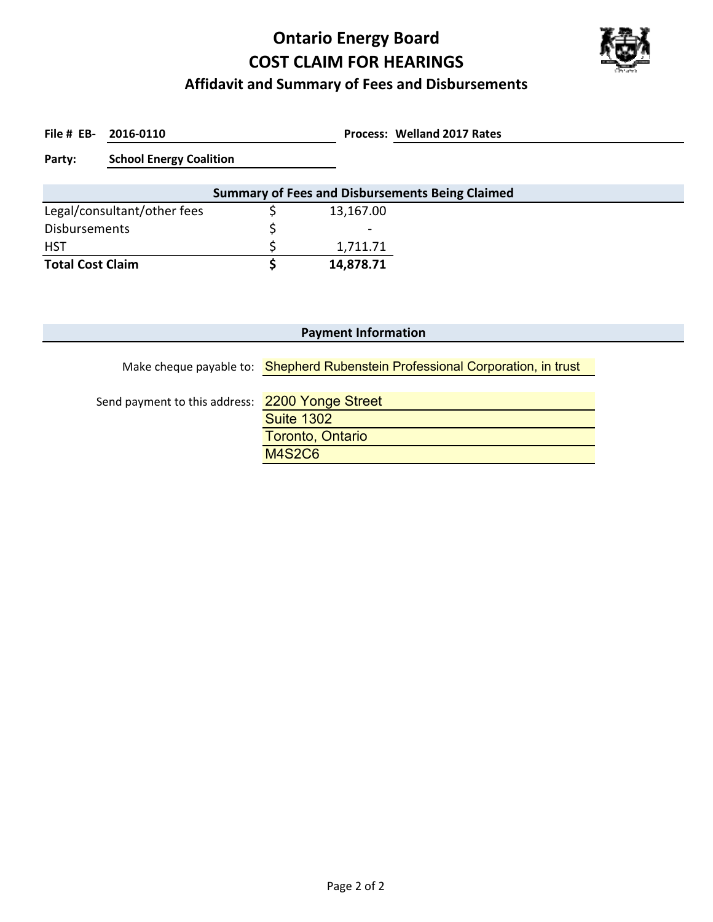# Ontario Energy Board

# COST CLAIM FOR HEARINGS

## Affidavit and Summary of Fees and Disbursements

**File # EB-** **2016-0110** **Process:** **Welland 2017 Rates**

**Party:** **School Energy Coalition**

| Summary of Fees and Disbursements Being Claimed | | |
|---|---|---|
| Legal/consultant/other fees | $ | 13,167.00 |
| Disbursements | $ | - |
| HST | $ | 1,711.71 |
| **Total Cost Claim** | **$** | **14,878.71** |

### Payment Information

Make cheque payable to: Shepherd Rubenstein Professional Corporation, in trust

Send payment to this address: 2200 Yonge Street
Suite 1302
Toronto, Ontario
M4S2C6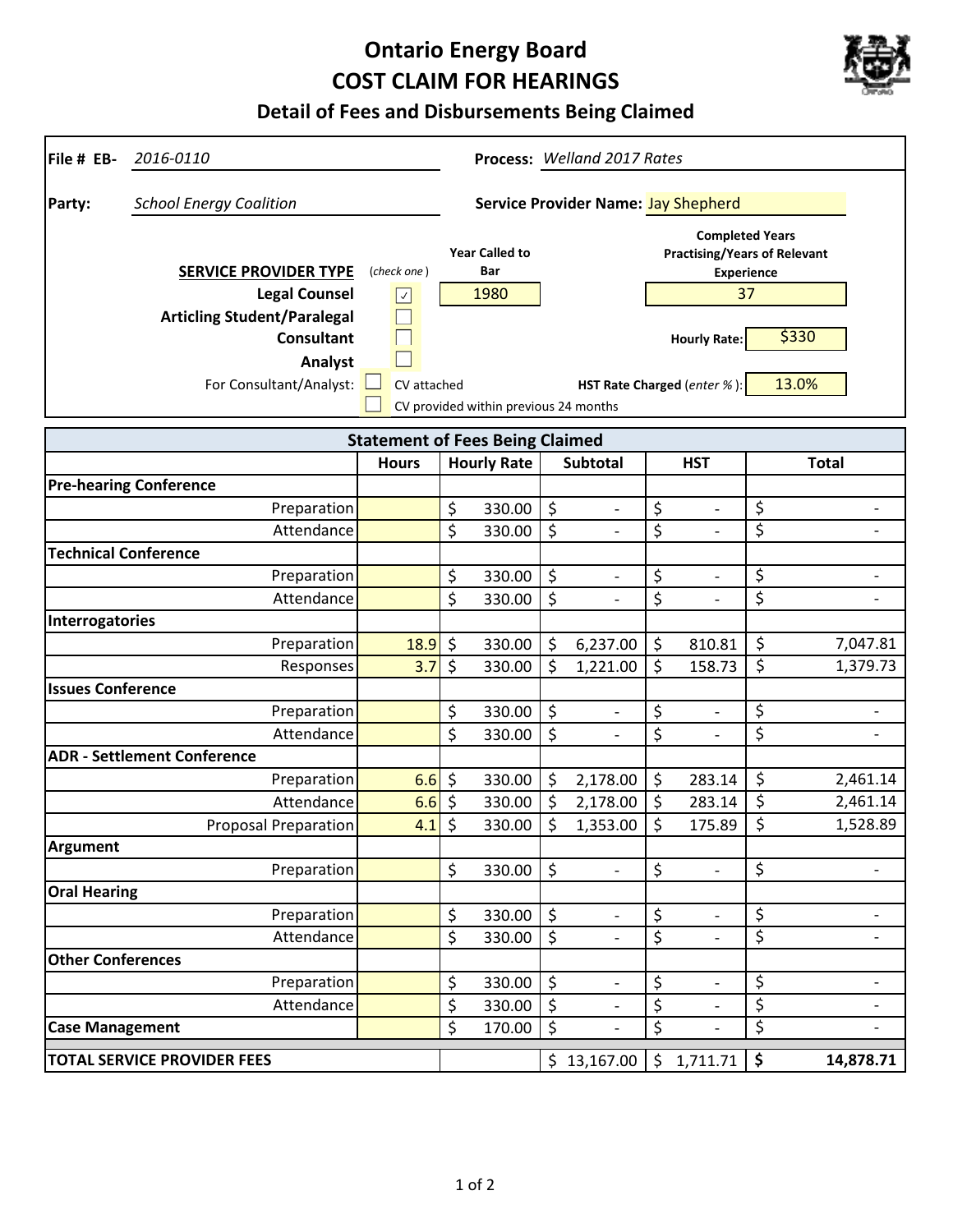# Ontario Energy Board
# COST CLAIM FOR HEARINGS
## Detail of Fees and Disbursements Being Claimed

**File # EB-** *2016-0110* **Process:** *Welland 2017 Rates*

**Party:** *School Energy Coalition* **Service Provider Name:** Jay Shepherd

| **SERVICE PROVIDER TYPE** | (*check one*) | **Year Called to Bar** | **Completed Years Practising/Years of Relevant Experience** |
|---|---|---|---|
| **Legal Counsel** | ☑ | 1980 | 37 |
| **Articling Student/Paralegal** | ☐ | | |
| **Consultant** | ☐ | | **Hourly Rate:** $330 |
| **Analyst** | ☐ | | |

For Consultant/Analyst: ☐ CV attached  **HST Rate Charged** (*enter %*): 13.0%

☐ CV provided within previous 24 months

| **Statement of Fees Being Claimed** | | | | | |
|---|---|---|---|---|---|
| | **Hours** | **Hourly Rate** | **Subtotal** | **HST** | **Total** |
| **Pre-hearing Conference** | | | | | |
| Preparation | | $ 330.00 | $ - | $ - | $ - |
| Attendance | | $ 330.00 | $ - | $ - | $ - |
| **Technical Conference** | | | | | |
| Preparation | | $ 330.00 | $ - | $ - | $ - |
| Attendance | | $ 330.00 | $ - | $ - | $ - |
| **Interrogatories** | | | | | |
| Preparation | 18.9 | $ 330.00 | $ 6,237.00 | $ 810.81 | $ 7,047.81 |
| Responses | 3.7 | $ 330.00 | $ 1,221.00 | $ 158.73 | $ 1,379.73 |
| **Issues Conference** | | | | | |
| Preparation | | $ 330.00 | $ - | $ - | $ - |
| Attendance | | $ 330.00 | $ - | $ - | $ - |
| **ADR - Settlement Conference** | | | | | |
| Preparation | 6.6 | $ 330.00 | $ 2,178.00 | $ 283.14 | $ 2,461.14 |
| Attendance | 6.6 | $ 330.00 | $ 2,178.00 | $ 283.14 | $ 2,461.14 |
| Proposal Preparation | 4.1 | $ 330.00 | $ 1,353.00 | $ 175.89 | $ 1,528.89 |
| **Argument** | | | | | |
| Preparation | | $ 330.00 | $ - | $ - | $ - |
| **Oral Hearing** | | | | | |
| Preparation | | $ 330.00 | $ - | $ - | $ - |
| Attendance | | $ 330.00 | $ - | $ - | $ - |
| **Other Conferences** | | | | | |
| Preparation | | $ 330.00 | $ - | $ - | $ - |
| Attendance | | $ 330.00 | $ - | $ - | $ - |
| **Case Management** | | $ 170.00 | $ - | $ - | $ - |
| **TOTAL SERVICE PROVIDER FEES** | | | $ 13,167.00 | $ 1,711.71 | **$ 14,878.71** |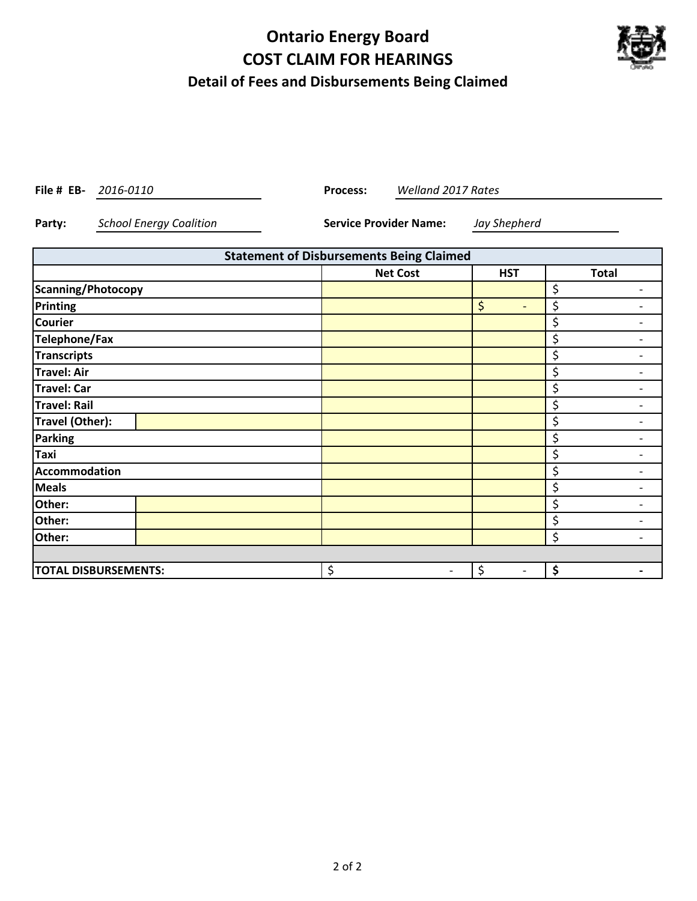# Ontario Energy Board
# COST CLAIM FOR HEARINGS
## Detail of Fees and Disbursements Being Claimed

**File # EB-** *2016-0110* **Process:** *Welland 2017 Rates*

**Party:** *School Energy Coalition* **Service Provider Name:** *Jay Shepherd*

| Statement of Disbursements Being Claimed | | | | |
|---|---|---|---|---|
| | | Net Cost | HST | Total |
| **Scanning/Photocopy** | | | | $ - |
| **Printing** | | | $ - | $ - |
| **Courier** | | | | $ - |
| **Telephone/Fax** | | | | $ - |
| **Transcripts** | | | | $ - |
| **Travel: Air** | | | | $ - |
| **Travel: Car** | | | | $ - |
| **Travel: Rail** | | | | $ - |
| **Travel (Other):** | | | | $ - |
| **Parking** | | | | $ - |
| **Taxi** | | | | $ - |
| **Accommodation** | | | | $ - |
| **Meals** | | | | $ - |
| **Other:** | | | | $ - |
| **Other:** | | | | $ - |
| **Other:** | | | | $ - |
| | | | | |
| **TOTAL DISBURSEMENTS:** | | $ - | $ - | **$ -** |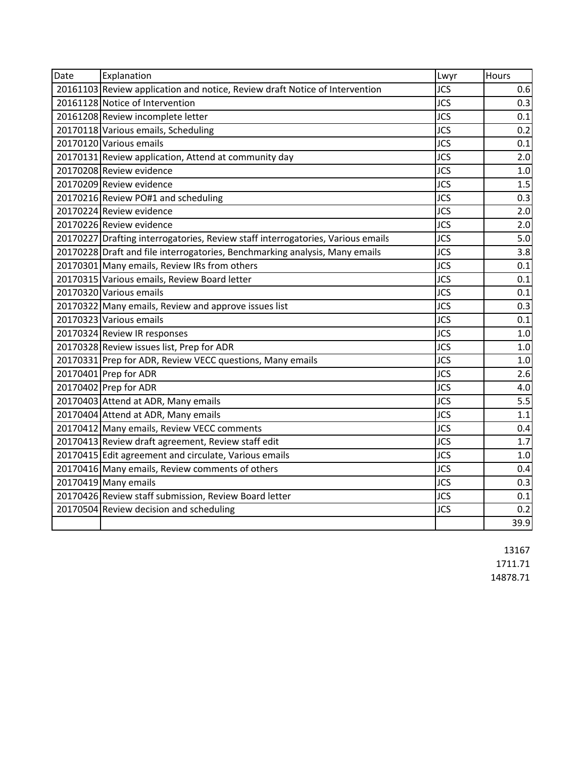| Date | Explanation | Lwyr | Hours |
|---|---|---|---|
| 20161103 | Review application and notice, Review draft Notice of Intervention | JCS | 0.6 |
| 20161128 | Notice of Intervention | JCS | 0.3 |
| 20161208 | Review incomplete letter | JCS | 0.1 |
| 20170118 | Various emails, Scheduling | JCS | 0.2 |
| 20170120 | Various emails | JCS | 0.1 |
| 20170131 | Review application, Attend at community day | JCS | 2.0 |
| 20170208 | Review evidence | JCS | 1.0 |
| 20170209 | Review evidence | JCS | 1.5 |
| 20170216 | Review PO#1 and scheduling | JCS | 0.3 |
| 20170224 | Review evidence | JCS | 2.0 |
| 20170226 | Review evidence | JCS | 2.0 |
| 20170227 | Drafting interrogatories, Review staff interrogatories, Various emails | JCS | 5.0 |
| 20170228 | Draft and file interrogatories, Benchmarking analysis, Many emails | JCS | 3.8 |
| 20170301 | Many emails, Review IRs from others | JCS | 0.1 |
| 20170315 | Various emails, Review Board letter | JCS | 0.1 |
| 20170320 | Various emails | JCS | 0.1 |
| 20170322 | Many emails, Review and approve issues list | JCS | 0.3 |
| 20170323 | Various emails | JCS | 0.1 |
| 20170324 | Review IR responses | JCS | 1.0 |
| 20170328 | Review issues list, Prep for ADR | JCS | 1.0 |
| 20170331 | Prep for ADR, Review VECC questions, Many emails | JCS | 1.0 |
| 20170401 | Prep for ADR | JCS | 2.6 |
| 20170402 | Prep for ADR | JCS | 4.0 |
| 20170403 | Attend at ADR, Many emails | JCS | 5.5 |
| 20170404 | Attend at ADR, Many emails | JCS | 1.1 |
| 20170412 | Many emails, Review VECC comments | JCS | 0.4 |
| 20170413 | Review draft agreement, Review staff edit | JCS | 1.7 |
| 20170415 | Edit agreement and circulate, Various emails | JCS | 1.0 |
| 20170416 | Many emails, Review comments of others | JCS | 0.4 |
| 20170419 | Many emails | JCS | 0.3 |
| 20170426 | Review staff submission, Review Board letter | JCS | 0.1 |
| 20170504 | Review decision and scheduling | JCS | 0.2 |
| | | | 39.9 |

13167

1711.71

14878.71